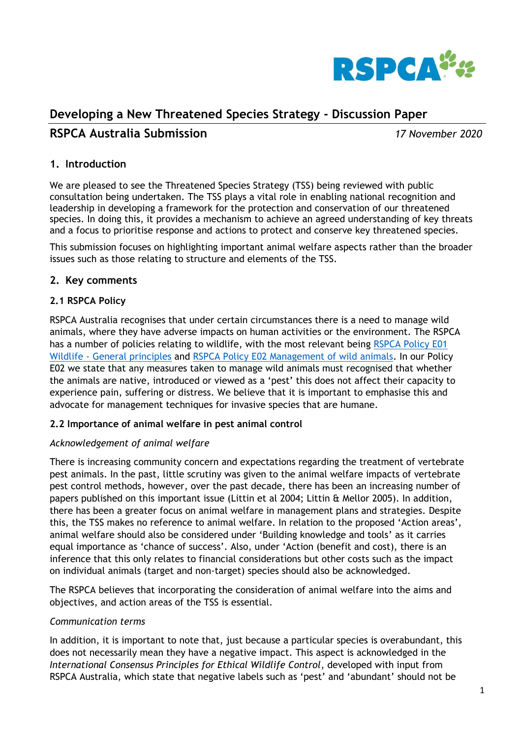# Developing a New Threatened Species Strategy - Discussion Paper

## RSPCA Australia Submission

*17 November 2020*

### 1. Introduction

We are pleased to see the Threatened Species Strategy (TSS) being reviewed with public consultation being undertaken. The TSS plays a vital role in enabling national recognition and leadership in developing a framework for the protection and conservation of our threatened species. In doing this, it provides a mechanism to achieve an agreed understanding of key threats and a focus to prioritise response and actions to protect and conserve key threatened species.

This submission focuses on highlighting important animal welfare aspects rather than the broader issues such as those relating to structure and elements of the TSS.

### 2. Key comments

#### 2.1 RSPCA Policy

RSPCA Australia recognises that under certain circumstances there is a need to manage wild animals, where they have adverse impacts on human activities or the environment. The RSPCA has a number of policies relating to wildlife, with the most relevant being RSPCA Policy E01 Wildlife - General principles and RSPCA Policy E02 Management of wild animals. In our Policy E02 we state that any measures taken to manage wild animals must recognised that whether the animals are native, introduced or viewed as a 'pest' this does not affect their capacity to experience pain, suffering or distress. We believe that it is important to emphasise this and advocate for management techniques for invasive species that are humane.

#### 2.2 Importance of animal welfare in pest animal control

*Acknowledgement of animal welfare*

There is increasing community concern and expectations regarding the treatment of vertebrate pest animals. In the past, little scrutiny was given to the animal welfare impacts of vertebrate pest control methods, however, over the past decade, there has been an increasing number of papers published on this important issue (Littin et al 2004; Littin & Mellor 2005). In addition, there has been a greater focus on animal welfare in management plans and strategies. Despite this, the TSS makes no reference to animal welfare. In relation to the proposed 'Action areas', animal welfare should also be considered under 'Building knowledge and tools' as it carries equal importance as 'chance of success'. Also, under 'Action (benefit and cost), there is an inference that this only relates to financial considerations but other costs such as the impact on individual animals (target and non-target) species should also be acknowledged.

The RSPCA believes that incorporating the consideration of animal welfare into the aims and objectives, and action areas of the TSS is essential.

*Communication terms*

In addition, it is important to note that, just because a particular species is overabundant, this does not necessarily mean they have a negative impact. This aspect is acknowledged in the *International Consensus Principles for Ethical Wildlife Control*, developed with input from RSPCA Australia, which state that negative labels such as 'pest' and 'abundant' should not be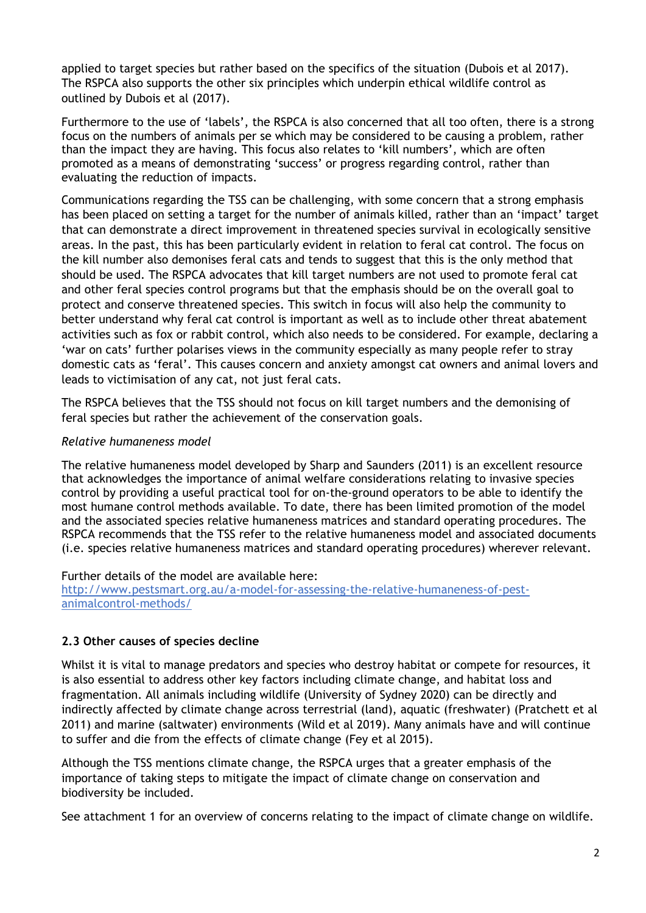applied to target species but rather based on the specifics of the situation (Dubois et al 2017). The RSPCA also supports the other six principles which underpin ethical wildlife control as outlined by Dubois et al (2017).

Furthermore to the use of 'labels', the RSPCA is also concerned that all too often, there is a strong focus on the numbers of animals per se which may be considered to be causing a problem, rather than the impact they are having. This focus also relates to 'kill numbers', which are often promoted as a means of demonstrating 'success' or progress regarding control, rather than evaluating the reduction of impacts.

Communications regarding the TSS can be challenging, with some concern that a strong emphasis has been placed on setting a target for the number of animals killed, rather than an 'impact' target that can demonstrate a direct improvement in threatened species survival in ecologically sensitive areas. In the past, this has been particularly evident in relation to feral cat control. The focus on the kill number also demonises feral cats and tends to suggest that this is the only method that should be used. The RSPCA advocates that kill target numbers are not used to promote feral cat and other feral species control programs but that the emphasis should be on the overall goal to protect and conserve threatened species. This switch in focus will also help the community to better understand why feral cat control is important as well as to include other threat abatement activities such as fox or rabbit control, which also needs to be considered. For example, declaring a 'war on cats' further polarises views in the community especially as many people refer to stray domestic cats as 'feral'. This causes concern and anxiety amongst cat owners and animal lovers and leads to victimisation of any cat, not just feral cats.

The RSPCA believes that the TSS should not focus on kill target numbers and the demonising of feral species but rather the achievement of the conservation goals.

*Relative humaneness model*

The relative humaneness model developed by Sharp and Saunders (2011) is an excellent resource that acknowledges the importance of animal welfare considerations relating to invasive species control by providing a useful practical tool for on-the-ground operators to be able to identify the most humane control methods available. To date, there has been limited promotion of the model and the associated species relative humaneness matrices and standard operating procedures. The RSPCA recommends that the TSS refer to the relative humaneness model and associated documents (i.e. species relative humaneness matrices and standard operating procedures) wherever relevant.

Further details of the model are available here:
http://www.pestsmart.org.au/a-model-for-assessing-the-relative-humaneness-of-pest-animalcontrol-methods/

### 2.3 Other causes of species decline

Whilst it is vital to manage predators and species who destroy habitat or compete for resources, it is also essential to address other key factors including climate change, and habitat loss and fragmentation. All animals including wildlife (University of Sydney 2020) can be directly and indirectly affected by climate change across terrestrial (land), aquatic (freshwater) (Pratchett et al 2011) and marine (saltwater) environments (Wild et al 2019). Many animals have and will continue to suffer and die from the effects of climate change (Fey et al 2015).

Although the TSS mentions climate change, the RSPCA urges that a greater emphasis of the importance of taking steps to mitigate the impact of climate change on conservation and biodiversity be included.

See attachment 1 for an overview of concerns relating to the impact of climate change on wildlife.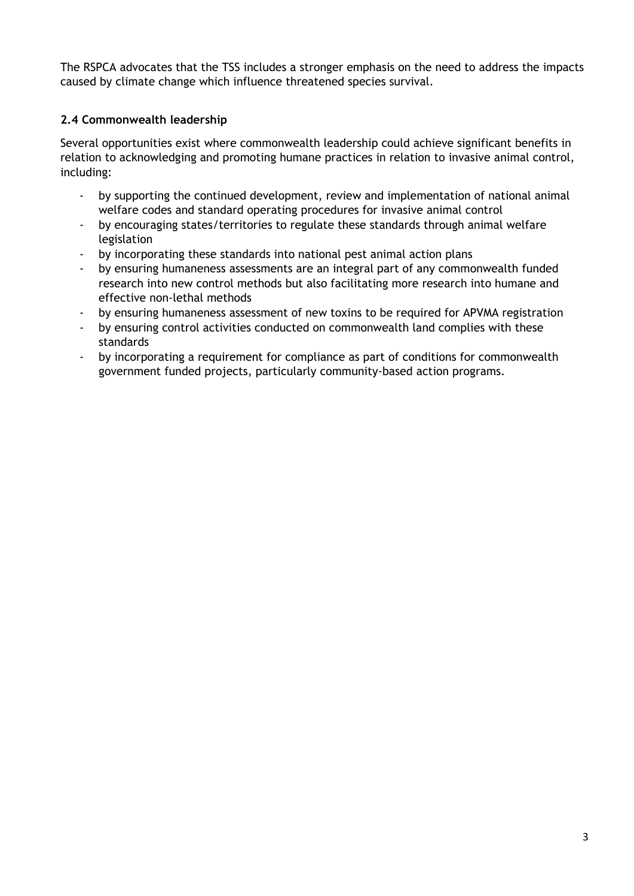The RSPCA advocates that the TSS includes a stronger emphasis on the need to address the impacts caused by climate change which influence threatened species survival.

### 2.4 Commonwealth leadership

Several opportunities exist where commonwealth leadership could achieve significant benefits in relation to acknowledging and promoting humane practices in relation to invasive animal control, including:

- by supporting the continued development, review and implementation of national animal welfare codes and standard operating procedures for invasive animal control
- by encouraging states/territories to regulate these standards through animal welfare legislation
- by incorporating these standards into national pest animal action plans
- by ensuring humaneness assessments are an integral part of any commonwealth funded research into new control methods but also facilitating more research into humane and effective non-lethal methods
- by ensuring humaneness assessment of new toxins to be required for APVMA registration
- by ensuring control activities conducted on commonwealth land complies with these standards
- by incorporating a requirement for compliance as part of conditions for commonwealth government funded projects, particularly community-based action programs.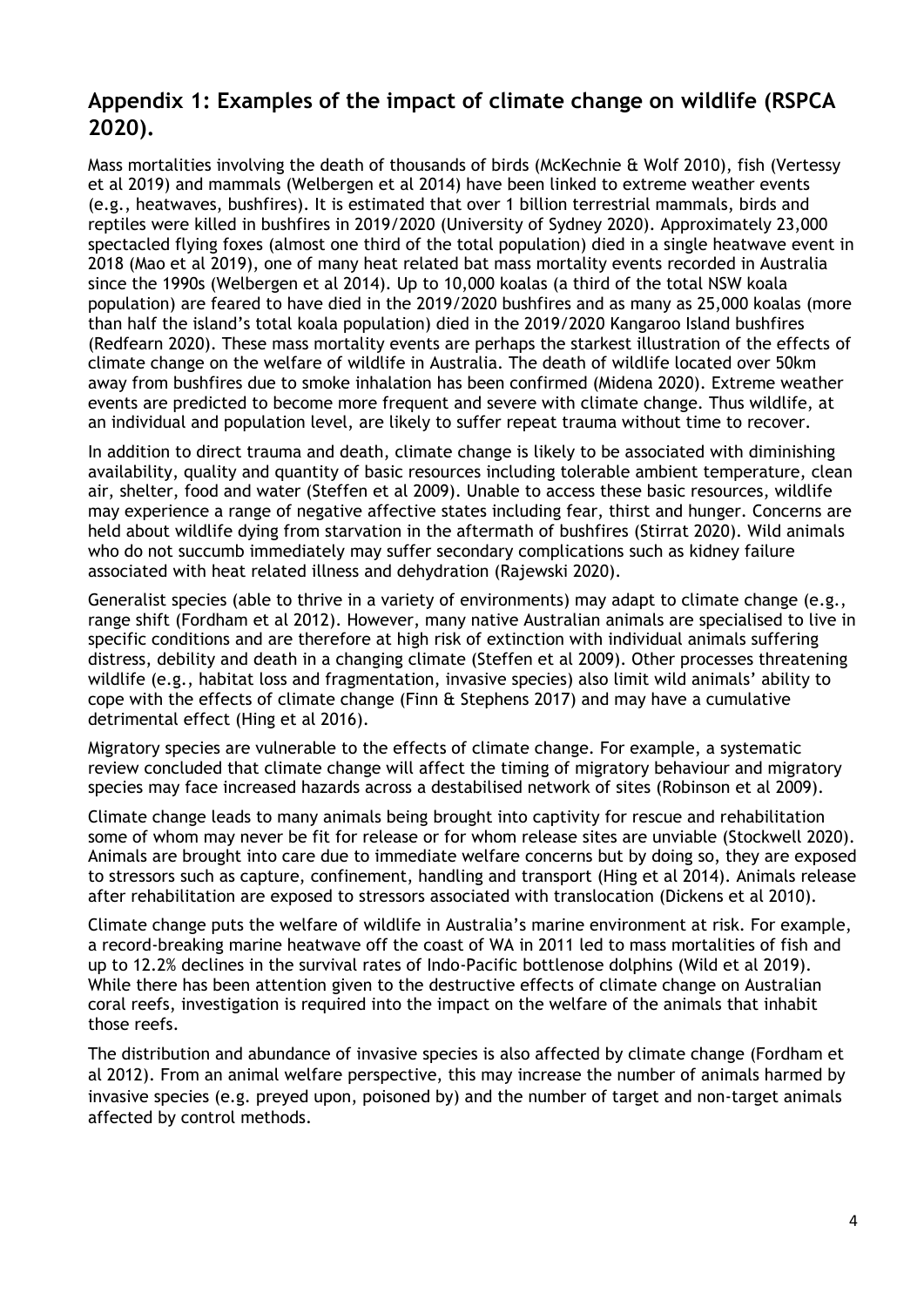## Appendix 1: Examples of the impact of climate change on wildlife (RSPCA 2020).

Mass mortalities involving the death of thousands of birds (McKechnie & Wolf 2010), fish (Vertessy et al 2019) and mammals (Welbergen et al 2014) have been linked to extreme weather events (e.g., heatwaves, bushfires). It is estimated that over 1 billion terrestrial mammals, birds and reptiles were killed in bushfires in 2019/2020 (University of Sydney 2020). Approximately 23,000 spectacled flying foxes (almost one third of the total population) died in a single heatwave event in 2018 (Mao et al 2019), one of many heat related bat mass mortality events recorded in Australia since the 1990s (Welbergen et al 2014). Up to 10,000 koalas (a third of the total NSW koala population) are feared to have died in the 2019/2020 bushfires and as many as 25,000 koalas (more than half the island's total koala population) died in the 2019/2020 Kangaroo Island bushfires (Redfearn 2020). These mass mortality events are perhaps the starkest illustration of the effects of climate change on the welfare of wildlife in Australia. The death of wildlife located over 50km away from bushfires due to smoke inhalation has been confirmed (Midena 2020). Extreme weather events are predicted to become more frequent and severe with climate change. Thus wildlife, at an individual and population level, are likely to suffer repeat trauma without time to recover.

In addition to direct trauma and death, climate change is likely to be associated with diminishing availability, quality and quantity of basic resources including tolerable ambient temperature, clean air, shelter, food and water (Steffen et al 2009). Unable to access these basic resources, wildlife may experience a range of negative affective states including fear, thirst and hunger. Concerns are held about wildlife dying from starvation in the aftermath of bushfires (Stirrat 2020). Wild animals who do not succumb immediately may suffer secondary complications such as kidney failure associated with heat related illness and dehydration (Rajewski 2020).

Generalist species (able to thrive in a variety of environments) may adapt to climate change (e.g., range shift (Fordham et al 2012). However, many native Australian animals are specialised to live in specific conditions and are therefore at high risk of extinction with individual animals suffering distress, debility and death in a changing climate (Steffen et al 2009). Other processes threatening wildlife (e.g., habitat loss and fragmentation, invasive species) also limit wild animals' ability to cope with the effects of climate change (Finn & Stephens 2017) and may have a cumulative detrimental effect (Hing et al 2016).

Migratory species are vulnerable to the effects of climate change. For example, a systematic review concluded that climate change will affect the timing of migratory behaviour and migratory species may face increased hazards across a destabilised network of sites (Robinson et al 2009).

Climate change leads to many animals being brought into captivity for rescue and rehabilitation some of whom may never be fit for release or for whom release sites are unviable (Stockwell 2020). Animals are brought into care due to immediate welfare concerns but by doing so, they are exposed to stressors such as capture, confinement, handling and transport (Hing et al 2014). Animals release after rehabilitation are exposed to stressors associated with translocation (Dickens et al 2010).

Climate change puts the welfare of wildlife in Australia's marine environment at risk. For example, a record-breaking marine heatwave off the coast of WA in 2011 led to mass mortalities of fish and up to 12.2% declines in the survival rates of Indo-Pacific bottlenose dolphins (Wild et al 2019). While there has been attention given to the destructive effects of climate change on Australian coral reefs, investigation is required into the impact on the welfare of the animals that inhabit those reefs.

The distribution and abundance of invasive species is also affected by climate change (Fordham et al 2012). From an animal welfare perspective, this may increase the number of animals harmed by invasive species (e.g. preyed upon, poisoned by) and the number of target and non-target animals affected by control methods.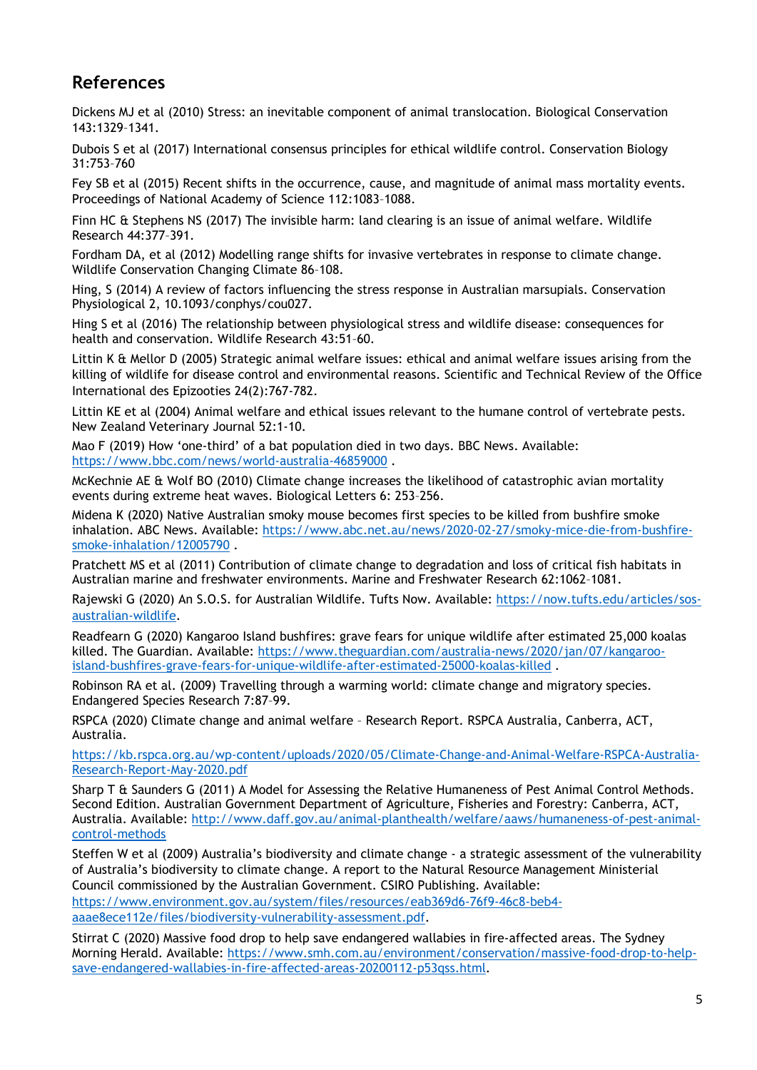## References

Dickens MJ et al (2010) Stress: an inevitable component of animal translocation. Biological Conservation 143:1329–1341.

Dubois S et al (2017) International consensus principles for ethical wildlife control. Conservation Biology 31:753–760

Fey SB et al (2015) Recent shifts in the occurrence, cause, and magnitude of animal mass mortality events. Proceedings of National Academy of Science 112:1083–1088.

Finn HC & Stephens NS (2017) The invisible harm: land clearing is an issue of animal welfare. Wildlife Research 44:377–391.

Fordham DA, et al (2012) Modelling range shifts for invasive vertebrates in response to climate change. Wildlife Conservation Changing Climate 86–108.

Hing, S (2014) A review of factors influencing the stress response in Australian marsupials. Conservation Physiological 2, 10.1093/conphys/cou027.

Hing S et al (2016) The relationship between physiological stress and wildlife disease: consequences for health and conservation. Wildlife Research 43:51–60.

Littin K & Mellor D (2005) Strategic animal welfare issues: ethical and animal welfare issues arising from the killing of wildlife for disease control and environmental reasons. Scientific and Technical Review of the Office International des Epizooties 24(2):767-782.

Littin KE et al (2004) Animal welfare and ethical issues relevant to the humane control of vertebrate pests. New Zealand Veterinary Journal 52:1-10.

Mao F (2019) How 'one-third' of a bat population died in two days. BBC News. Available: https://www.bbc.com/news/world-australia-46859000 .

McKechnie AE & Wolf BO (2010) Climate change increases the likelihood of catastrophic avian mortality events during extreme heat waves. Biological Letters 6: 253–256.

Midena K (2020) Native Australian smoky mouse becomes first species to be killed from bushfire smoke inhalation. ABC News. Available: https://www.abc.net.au/news/2020-02-27/smoky-mice-die-from-bushfire-smoke-inhalation/12005790 .

Pratchett MS et al (2011) Contribution of climate change to degradation and loss of critical fish habitats in Australian marine and freshwater environments. Marine and Freshwater Research 62:1062–1081.

Rajewski G (2020) An S.O.S. for Australian Wildlife. Tufts Now. Available: https://now.tufts.edu/articles/sos-australian-wildlife.

Readfearn G (2020) Kangaroo Island bushfires: grave fears for unique wildlife after estimated 25,000 koalas killed. The Guardian. Available: https://www.theguardian.com/australia-news/2020/jan/07/kangaroo-island-bushfires-grave-fears-for-unique-wildlife-after-estimated-25000-koalas-killed .

Robinson RA et al. (2009) Travelling through a warming world: climate change and migratory species. Endangered Species Research 7:87–99.

RSPCA (2020) Climate change and animal welfare – Research Report. RSPCA Australia, Canberra, ACT, Australia.

https://kb.rspca.org.au/wp-content/uploads/2020/05/Climate-Change-and-Animal-Welfare-RSPCA-Australia-Research-Report-May-2020.pdf

Sharp T & Saunders G (2011) A Model for Assessing the Relative Humaneness of Pest Animal Control Methods. Second Edition. Australian Government Department of Agriculture, Fisheries and Forestry: Canberra, ACT, Australia. Available: http://www.daff.gov.au/animal-planthealth/welfare/aaws/humaneness-of-pest-animal-control-methods

Steffen W et al (2009) Australia's biodiversity and climate change - a strategic assessment of the vulnerability of Australia's biodiversity to climate change. A report to the Natural Resource Management Ministerial Council commissioned by the Australian Government. CSIRO Publishing. Available: https://www.environment.gov.au/system/files/resources/eab369d6-76f9-46c8-beb4-aaae8ece112e/files/biodiversity-vulnerability-assessment.pdf.

Stirrat C (2020) Massive food drop to help save endangered wallabies in fire-affected areas. The Sydney Morning Herald. Available: https://www.smh.com.au/environment/conservation/massive-food-drop-to-help-save-endangered-wallabies-in-fire-affected-areas-20200112-p53qss.html.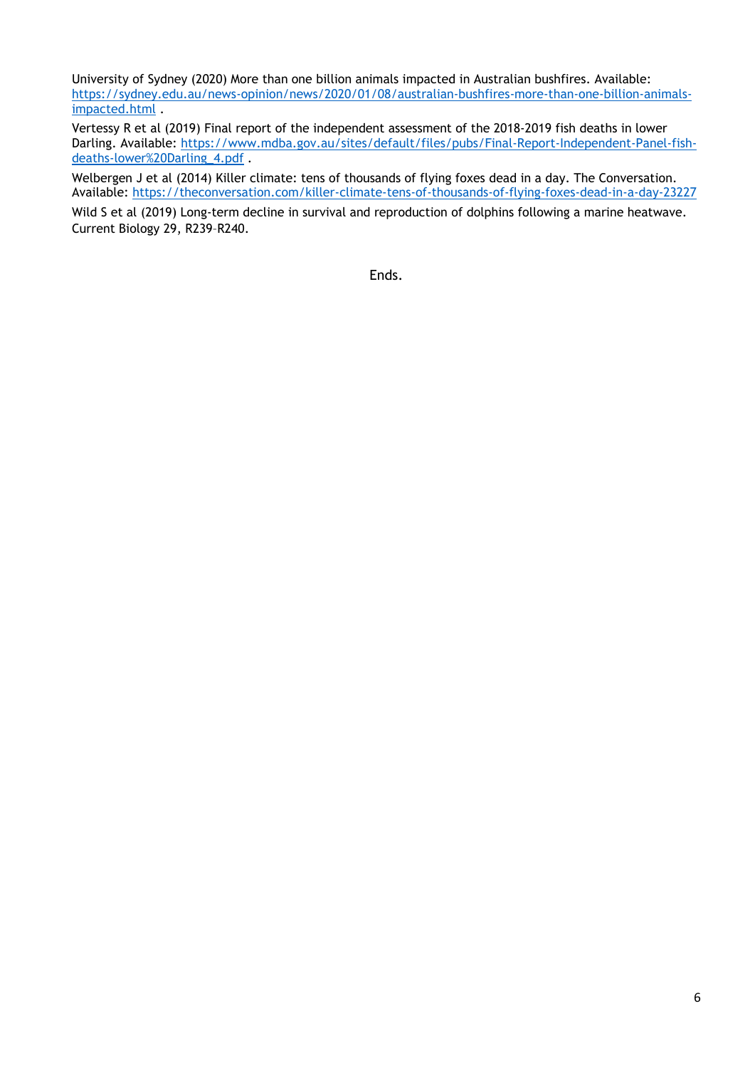University of Sydney (2020) More than one billion animals impacted in Australian bushfires. Available: https://sydney.edu.au/news-opinion/news/2020/01/08/australian-bushfires-more-than-one-billion-animals-impacted.html .

Vertessy R et al (2019) Final report of the independent assessment of the 2018-2019 fish deaths in lower Darling. Available: https://www.mdba.gov.au/sites/default/files/pubs/Final-Report-Independent-Panel-fish-deaths-lower%20Darling_4.pdf .

Welbergen J et al (2014) Killer climate: tens of thousands of flying foxes dead in a day. The Conversation. Available: https://theconversation.com/killer-climate-tens-of-thousands-of-flying-foxes-dead-in-a-day-23227

Wild S et al (2019) Long-term decline in survival and reproduction of dolphins following a marine heatwave. Current Biology 29, R239–R240.

Ends.